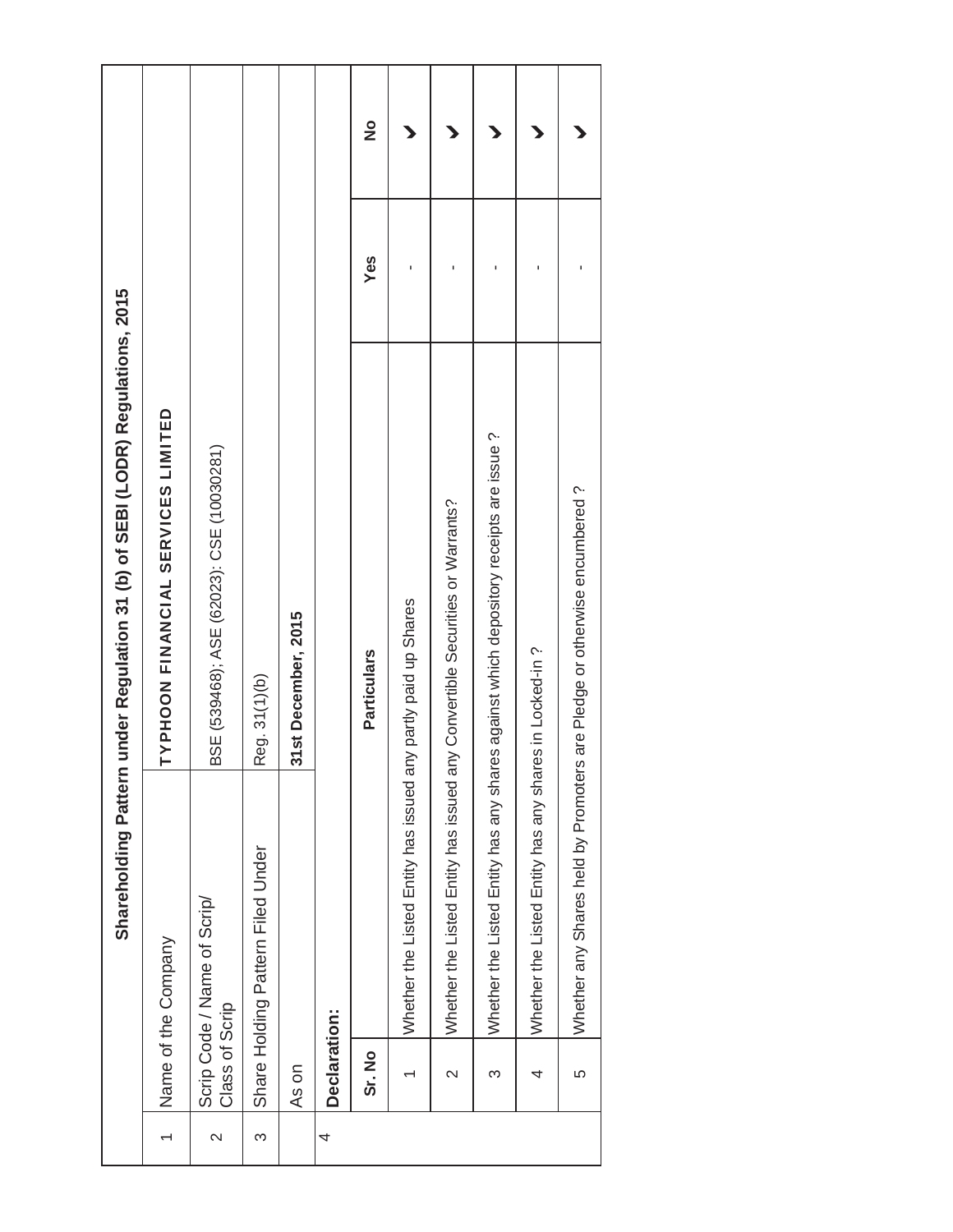# Shareholding Pattern under Regulation 31 (b) of SEBI (LODR) Regulations, 2015

| | | |
|---|---|---|
| 1 | Name of the Company | **TYPHOON FINANCIAL SERVICES LIMITED** |
| 2 | Scrip Code / Name of Scrip/ Class of Scrip | BSE (539468); ASE (62023); CSE (10030281) |
| 3 | Share Holding Pattern Filed Under | Reg. 31(1)(b) |
| | As on | **31st December, 2015** |
| 4 | **Declaration:** | |

| Sr. No | Particulars | Yes | No |
|---|---|---|---|
| 1 | Whether the Listed Entity has issued any partly paid up Shares | - | ✓ |
| 2 | Whether the Listed Entity has issued any Convertible Securities or Warrants? | - | ✓ |
| 3 | Whether the Listed Entity has any shares against which depository receipts are issue ? | - | ✓ |
| 4 | Whether the Listed Entity has any shares in Locked-in ? | - | ✓ |
| 5 | Whether any Shares held by Promoters are Pledge or otherwise encumbered ? | - | ✓ |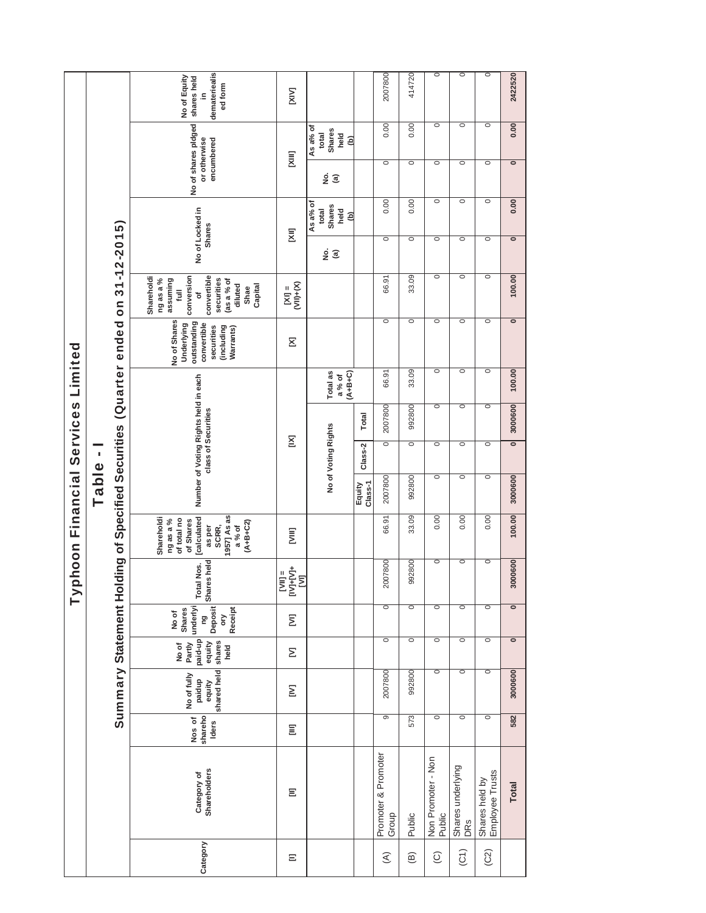# Typhoon Financial Services Limited

## Table - I

### Summary Statement Holding of Specified Securities (Quarter ended on 31-12-2015)

| Category | Category of Shareholders | Nos of shareholders | No of fully paidup equity shared held | No of Partly paid-up equity shares held | No of Shares underlying Depository Receipt | Total Nos. Shares held | Shareholding as a % of total no of Shares [calculated as per SCRR, 1957] As as a % of (A+B+C2) | Number of Voting Rights held in each class of Securities | | | | No of Shares Underlying outstanding convertible securities (including Warrants) | Shareholding as a % assuming full conversion of convertible securities (as a % of diluted Shae Capital | No of Locked in Shares | | No of shares pldged or otherwise encumbered | | No of Equity shares held in dematerialised form |
|---|---|---|---|---|---|---|---|---|---|---|---|---|---|---|---|---|---|---|
| [I] | [II] | [III] | [IV] | [V] | [VI] | [VII] = [IV]+[V]+[VI] | [VIII] | [IX] | | | | [X] | [XI] = (VII)+(X) | [XII] | | [XIII] | | [XIV] |
| | | | | | | | | No of Voting Rights | | | Total as a % of (A+B+C) | | | No. (a) | As a% of total Shares held (b) | No. (a) | As a% of total Shares held (b) | |
| | | | | | | | | Equity Class-1 | Class-2 | Total | | | | | | | | |
| (A) | Promoter & Promoter Group | 9 | 2007800 | 0 | 0 | 2007800 | 66.91 | 2007800 | 0 | 2007800 | 66.91 | 0 | 66.91 | 0 | 0.00 | 0 | 0.00 | 2007800 |
| (B) | Public | 573 | 992800 | 0 | 0 | 992800 | 33.09 | 992800 | 0 | 992800 | 33.09 | 0 | 33.09 | 0 | 0.00 | 0 | 0.00 | 414720 |
| (C) | Non Promoter - Non Public | 0 | 0 | 0 | 0 | 0 | 0.00 | 0 | 0 | 0 | 0 | 0 | 0 | 0 | 0 | 0 | 0 | 0 |
| (C1) | Shares underlying DRs | 0 | 0 | 0 | 0 | 0 | 0.00 | 0 | 0 | 0 | 0 | 0 | 0 | 0 | 0 | 0 | 0 | 0 |
| (C2) | Shares held by Employee Trusts | 0 | 0 | 0 | 0 | 0 | 0.00 | 0 | 0 | 0 | 0 | 0 | 0 | 0 | 0 | 0 | 0 | 0 |
| | **Total** | **582** | **3000600** | **0** | **0** | **3000600** | **100.00** | **3000600** | **0** | **3000600** | **100.00** | **0** | **100.00** | **0** | **0.00** | **0** | **0.00** | **2422520** |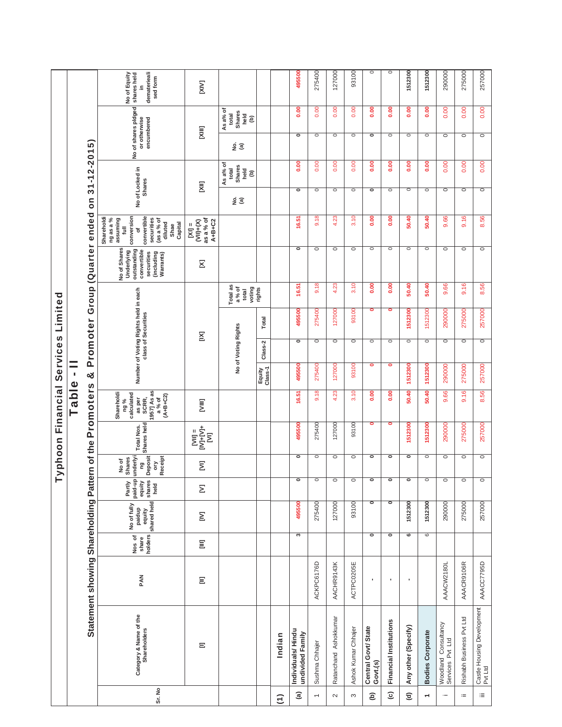# Typhoon Financial Services Limited

## Table - II

### Statement showing Shareholding Pattern of the Promoters & Promoter Group (Quarter ended on 31-12-2015)

| Sr. No | Category & Name of the Shareholders | PAN | Nos of share holders | No of fully paidup equity shared held | Partly paid-up equity shares held | No of Shares underlying Depository Receipt | Total Nos. Shares held | Shareholding % calculated as per SCRR, 1957] As as a % of (A+B+C2) | Number of Voting Rights held in each class of Securities | | | | No of Shares Underlying outstanding convertible securities (including Warrants) | Shareholding as a % assuming full conversion of convertible securities (as a % of diluted Shae Capital | No of Locked in Shares | | No of shares pldged or otherwise encumbered | | No of Equity shares held in dematerialised form |
|---|---|---|---|---|---|---|---|---|---|---|---|---|---|---|---|---|---|---|---|
| | [I] | [II] | [III] | [IV] | [V] | [VI] | [VII] = [IV]+[V]+[VI] | [VIII] | [IX] | | | | [X] | [XI] = (VII)+(X) as a % of A+B+C2 | [XII] | | [XIII] | | [XIV] |
| | | | | | | | | | No of Voting Rights | | | Total as a % of total voting rights | | | No. (a) | As a% of total Shares held (b) | No. (a) | As a% of total Shares held (b) | |
| | | | | | | | | | Equity Class-1 | Class-2 | Total | | | | | | | | |
| (1) | Indian | | | | | | | | | | | | | | | | | | |
| (a) | Individuals/ Hindu undivided Family | | 3 | 495500 | 0 | 0 | 495500 | 16.51 | 495500 | 0 | 495500 | 16.51 | 0 | 16.51 | 0 | 0.00 | 0 | 0.00 | 495500 |
| 1 | Sushma Chhajer | ACKPC6176D | | 275400 | 0 | 0 | 275400 | 9.18 | 275400 | 0 | 275400 | 9.18 | 0 | 9.18 | 0 | 0.00 | 0 | 0.00 | 275400 |
| 2 | Ratanchand Ashokkumar | AACHR9143K | | 127000 | 0 | 0 | 127000 | 4.23 | 127000 | 0 | 127000 | 4.23 | 0 | 4.23 | 0 | 0.00 | 0 | 0.00 | 127000 |
| 3 | Ashok Kumar Chhajer | ACTPC0205E | | 93100 | 0 | 0 | 93100 | 3.10 | 93100 | 0 | 93100 | 3.10 | 0 | 3.10 | 0 | 0.00 | 0 | 0.00 | 93100 |
| (b) | Central Govt/ State Govt.(s) | - | 0 | 0 | 0 | 0 | 0 | 0.00 | 0 | 0 | 0 | 0.00 | 0 | 0.00 | 0 | 0.00 | 0 | 0.00 | 0 |
| (c) | Financial Institutions | - | 0 | 0 | 0 | 0 | 0 | 0.00 | 0 | 0 | 0 | 0.00 | 0 | 0.00 | 0 | 0.00 | 0 | 0.00 | 0 |
| (d) | Any other (Specify) | - | 6 | 1512300 | 0 | 0 | 1512300 | 50.40 | 1512300 | 0 | 1512300 | 50.40 | 0 | 50.40 | 0 | 0.00 | 0 | 0.00 | 1512300 |
| 1 | Bodies Corporate | | 6 | 1512300 | 0 | 0 | 1512300 | 50.40 | 1512300 | 0 | 1512300 | 50.40 | 0 | 50.40 | 0 | 0.00 | 0 | 0.00 | 1512300 |
| i | Woodland Consultancy Services Pvt Ltd | AAACW2180L | | 290000 | 0 | 0 | 290000 | 9.66 | 290000 | 0 | 290000 | 9.66 | 0 | 9.66 | 0 | 0.00 | 0 | 0.00 | 290000 |
| ii | Rishabh Business Pvt Ltd | AAACR9106R | | 275000 | 0 | 0 | 275000 | 9.16 | 275000 | 0 | 275000 | 9.16 | 0 | 9.16 | 0 | 0.00 | 0 | 0.00 | 275000 |
| iii | Castle Housing Development Pvt Ltd | AAACC7795D | | 257000 | 0 | 0 | 257000 | 8.56 | 257000 | 0 | 257000 | 8.56 | 0 | 8.56 | 0 | 0.00 | 0 | 0.00 | 257000 |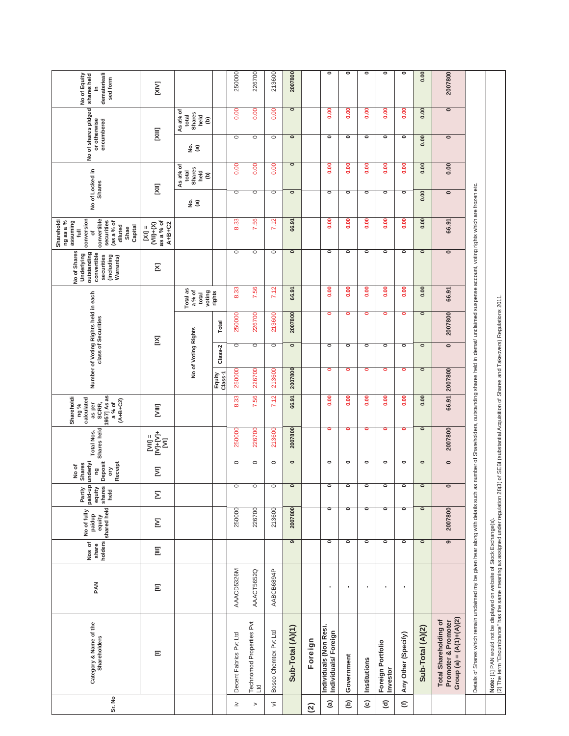| Sr. No | Category & Name of the Shareholders | PAN | Nos. of share holders | No of fully paidup equity shared held | Partly paid-up equity shares held | No of Shares underlying Depository Receipt | Total Nos. Shares held | Shareholding % calculated as per SCRR, 1957] As a % of (A+B+C2) | Number of Voting Rights held in each class of Securities | | | | No of Shares Underlying outstanding convertible securities (including Warrants) | Shareholding as a % assuming full conversion of convertible securities (as a % of diluted Shae Capital | No of Locked in Shares | | No of shares pldged or otherwise encumbered | | No of Equity shares held in dematerialised form |
|---|---|---|---|---|---|---|---|---|---|---|---|---|---|---|---|---|---|---|---|
| | [I] | [II] | [III] | [IV] | [V] | [VI] | [VII] = [IV]+[V]+[VI] | [VIII] | [IX] | | | | [X] | [XI] = (VII)+(X) as a % of A+B+C2 | [XII] | | [XIII] | | [XIV] |
| | | | | | | | | | No of Voting Rights | | | Total as a % of total voting rights | | | No. (a) | As a% of total Shares held (b) | No. (a) | As a% of total Shares held (b) | |
| | | | | | | | | | Equity Class-1 | Class-2 | Total | | | | | | | | |
| iv | Decent Fabrics Pvt Ltd | AAACD5326M | | 250000 | 0 | 0 | 250000 | 8.33 | 250000 | 0 | 250000 | 8.33 | 0 | 8.33 | 0 | 0.00 | 0 | 0.00 | 250000 |
| v | Technomod Properties Pvt Ltd | AAACT5652Q | | 226700 | 0 | 0 | 226700 | 7.56 | 226700 | 0 | 226700 | 7.56 | 0 | 7.56 | 0 | 0.00 | 0 | 0.00 | 226700 |
| vi | Bosco Chemtex Pvt Ltd | AABCB6894P | | 213600 | 0 | 0 | 213600 | 7.12 | 213600 | 0 | 213600 | 7.12 | 0 | 7.12 | 0 | 0.00 | 0 | 0.00 | 213600 |
| | **Sub-Total (A)(1)** | | 9 | 2007800 | 0 | 0 | 2007800 | 66.91 | 2007800 | 0 | 2007800 | 66.91 | 0 | 66.91 | 0 | 0 | 0 | 0 | 2007800 |
| **(2)** | **Foreign** | | | | | | | | | | | | | | | | | | |
| **(a)** | **Individuals (Non Resi. Individuals/ Foreign** | - | 0 | 0 | 0 | 0 | 0 | 0.00 | 0 | 0 | 0 | 0.00 | 0 | 0.00 | 0 | 0.00 | 0 | 0.00 | 0 |
| **(b)** | **Government** | - | 0 | 0 | 0 | 0 | 0 | 0.00 | 0 | 0 | 0 | 0.00 | 0 | 0.00 | 0 | 0.00 | 0 | 0.00 | 0 |
| **(c)** | **Institutions** | - | 0 | 0 | 0 | 0 | 0 | 0.00 | 0 | 0 | 0 | 0.00 | 0 | 0.00 | 0 | 0.00 | 0 | 0.00 | 0 |
| **(d)** | **Foreign Portfolio Investor** | - | 0 | 0 | 0 | 0 | 0 | 0.00 | 0 | 0 | 0 | 0.00 | 0 | 0.00 | 0 | 0.00 | 0 | 0.00 | 0 |
| **(f)** | **Any Other (Specify)** | - | 0 | 0 | 0 | 0 | 0 | 0.00 | 0 | 0 | 0 | 0.00 | 0 | 0.00 | 0 | 0.00 | 0 | 0.00 | 0 |
| | **Sub-Total (A)(2)** | | 0 | 0 | 0 | 0 | 0 | 0.00 | 0 | 0 | 0 | 0.00 | 0 | 0.00 | 0.00 | 0.00 | 0.00 | 0.00 | 0.00 |
| | **Total Shareholding of Promoter & Promoter Group (a) = (A)(1)+(A)(2)** | | 9 | 2007800 | 0 | 0 | 2007800 | 66.91 | 2007800 | 0 | 2007800 | 66.91 | 0 | 66.91 | 0 | 0.00 | 0 | 0 | 2007800 |

Details of Shares which remain unclaimed my be given hear along with details such as number of Shareholders, outstanding shares held in demat/ unclaimed suspense account, voting rights which are frozen etc.

**Note:** [1] PAN would not be displayed on website of Stock Exchange(s).
[2] The term "Encumbrance" has the same meaning as assigned under regulation 28(3) of SEBI (substantial Acquisition of Shares and Takeovers) Regulations 2011.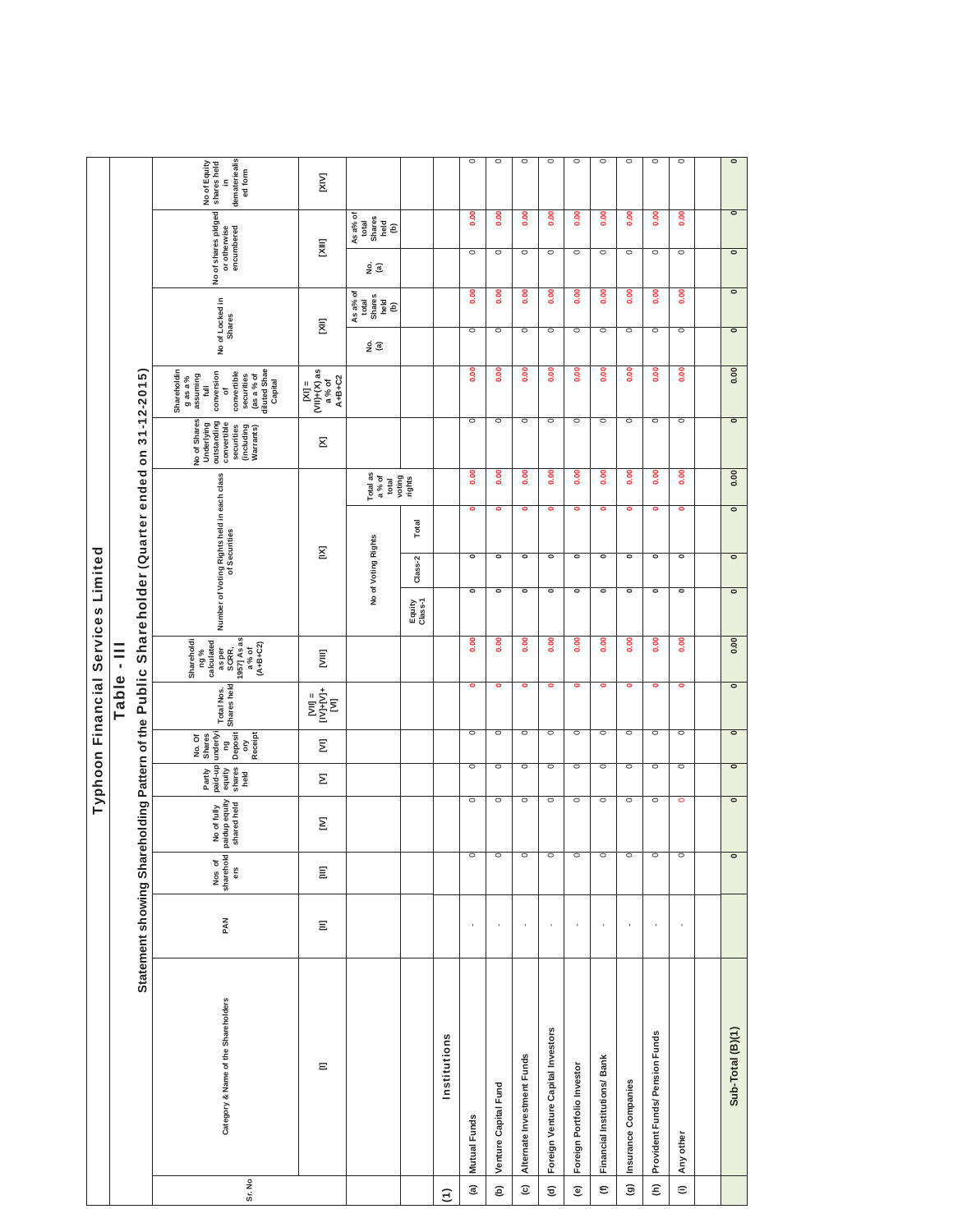# Typhoon Financial Services Limited

## Table - III

### Statement showing Shareholding Pattern of the Public Shareholder (Quarter ended on 31-12-2015)

| Sr. No | Category & Name of the Shareholders | PAN | Nos of shareholders | No of fully paidup equity shared held | Partly paid-up equity shares held | No. Of Shares underlying Depository Receipt | Total Nos. Shares held | Shareholding % calculated as per SCRR, 1957] As as a % of (A+B+C2) | Number of Voting Rights held in each class of Securities | | | | No of Shares Underlying outstanding convertible securities (including Warrants) | Shareholding as a % assuming full conversion of convertible securities (as a % of diluted Share Capital | No of Locked in Shares | | No of shares pldged or otherwise encumbered | | No of Equity shares held in dematerialised form |
|---|---|---|---|---|---|---|---|---|---|---|---|---|---|---|---|---|---|---|---|
| | [I] | [II] | [III] | [IV] | [V] | [VI] | [VII] = [IV]+[V]+ [VI] | [VIII] | [IX] | | | | [X] | [XI] = (VII)+(X) as a % of A+B+C2 | [XII] | | [XIII] | | [XIV] |
| | | | | | | | | | No of Voting Rights | | | Total as a % of total voting rights | | | No. (a) | As a% of total Shares held (b) | No. (a) | As a% of total Shares held (b) | |
| | | | | | | | | | Equity Class-1 | Class-2 | Total | | | | | | | | |
| (1) | Institutions | | | | | | | | | | | | | | | | | | |
| (a) | Mutual Funds | - | 0 | 0 | 0 | 0 | 0 | 0.00 | 0 | 0 | 0 | 0.00 | 0 | 0.00 | 0 | 0.00 | 0 | 0.00 | 0 |
| (b) | Venture Capital Fund | - | 0 | 0 | 0 | 0 | 0 | 0.00 | 0 | 0 | 0 | 0.00 | 0 | 0.00 | 0 | 0.00 | 0 | 0.00 | 0 |
| (c) | Alternate Investment Funds | - | 0 | 0 | 0 | 0 | 0 | 0.00 | 0 | 0 | 0 | 0.00 | 0 | 0.00 | 0 | 0.00 | 0 | 0.00 | 0 |
| (d) | Foreign Venture Capital Investors | - | 0 | 0 | 0 | 0 | 0 | 0.00 | 0 | 0 | 0 | 0.00 | 0 | 0.00 | 0 | 0.00 | 0 | 0.00 | 0 |
| (e) | Foreign Portfolio Investor | - | 0 | 0 | 0 | 0 | 0 | 0.00 | 0 | 0 | 0 | 0.00 | 0 | 0.00 | 0 | 0.00 | 0 | 0.00 | 0 |
| (f) | Financial Institutions/ Bank | - | 0 | 0 | 0 | 0 | 0 | 0.00 | 0 | 0 | 0 | 0.00 | 0 | 0.00 | 0 | 0.00 | 0 | 0.00 | 0 |
| (g) | Insurance Companies | - | 0 | 0 | 0 | 0 | 0 | 0.00 | 0 | 0 | 0 | 0.00 | 0 | 0.00 | 0 | 0.00 | 0 | 0.00 | 0 |
| (h) | Provident Funds/ Pension Funds | - | 0 | 0 | 0 | 0 | 0 | 0.00 | 0 | 0 | 0 | 0.00 | 0 | 0.00 | 0 | 0.00 | 0 | 0.00 | 0 |
| (i) | Any other | - | 0 | 0 | 0 | 0 | 0 | 0.00 | 0 | 0 | 0 | 0.00 | 0 | 0.00 | 0 | 0.00 | 0 | 0.00 | 0 |
| | | | | | | | | | | | | | | | | | | | |
| | Sub-Total (B)(1) | | 0 | 0 | 0 | 0 | 0 | 0.00 | 0 | 0 | 0 | 0.00 | 0 | 0.00 | 0 | 0 | 0 | 0 | 0 |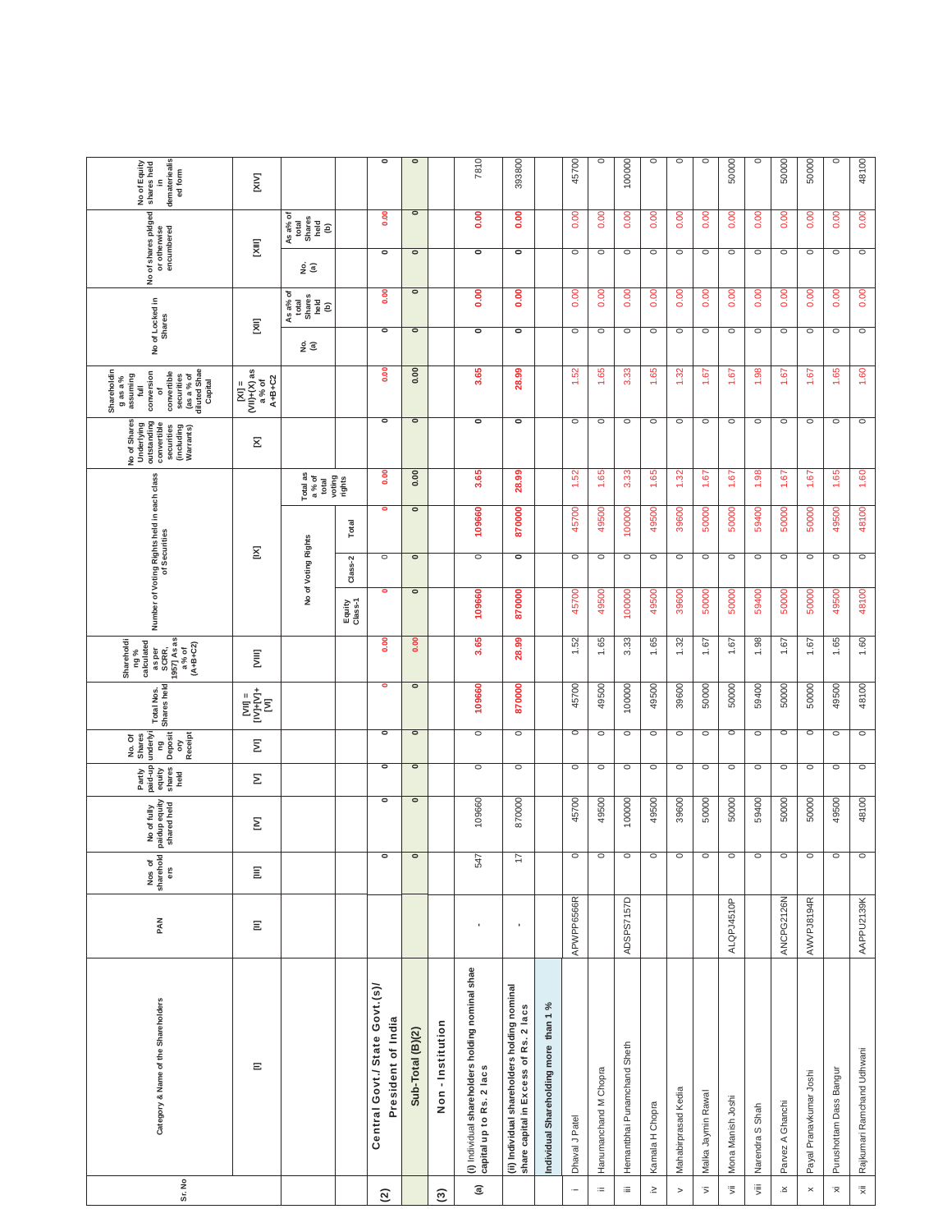| Sr. No | Category & Name of the Shareholders | PAN | Nos of shareholders | No of fully paidup equity shared held | Partly paid-up equity shares held | No. Of Shares underlying Depository Receipt | Total Nos. Shares held | Shareholding % calculated as per SCRR, 1957] As as a % of (A+B+C2) | Number of Voting Rights held in each class of Securities | | | | No of Shares Underlying outstanding convertible securities (including Warrants) | Shareholding as a % assuming full conversion of convertible securities (as a % of diluted Shae Capital | No of Locked in Shares | | No of shares pldged or otherwise encumbered | | No of Equity shares held in dematerialised form |
|---|---|---|---|---|---|---|---|---|---|---|---|---|---|---|---|---|---|---|---|
| | | | | | | | | | No of Voting Rights | | | Total as a % of total voting rights | | | No. (a) | As a% of total Shares held (b) | No. (a) | As a% of total Shares held (b) | |
| | | | | | | | | | Equity Class-1 | Class-2 | Total | | | | | | | | |
| | [I] | [II] | [III] | [IV] | [V] | [VI] | [VII] = [IV]+[V]+[VI] | [VIII] | [IX] | | | | [X] | [XI] = (VII)+(X) as a % of A+B+C2 | [XII] | | [XIII] | | [XIV] |
| (2) | **Central Govt./ State Govt.(s)/ President of India** | | 0 | 0 | 0 | 0 | 0 | 0.00 | 0 | 0 | 0 | 0.00 | 0 | 0.00 | 0 | 0.00 | 0 | 0.00 | 0 |
| | **Sub-Total (B)(2)** | | 0 | 0 | 0 | 0 | 0 | 0.00 | 0 | 0 | 0 | 0.00 | 0 | 0.00 | 0 | 0 | 0 | 0 | 0 |
| (3) | **Non - Institution** | | | | | | | | | | | | | | | | | | |
| (a) | (i) Individual shareholders holding nominal shae capital up to Rs. 2 lacs | - | 547 | 109660 | 0 | 0 | 109660 | 3.65 | 109660 | 0 | 109660 | 3.65 | 0 | 3.65 | 0 | 0.00 | 0 | 0.00 | 7810 |
| | (ii) Individual shareholders holding nominal share capital in Excess of Rs. 2 lacs | - | 17 | 870000 | 0 | 0 | 870000 | 28.99 | 870000 | 0 | 870000 | 28.99 | 0 | 28.99 | 0 | 0.00 | 0 | 0.00 | 393800 |
| | Individual Shareholding more than 1 % | | | | | | | | | | | | | | | | | | |
| i | Dhaval J Patel | APWPP6566R | 0 | 45700 | 0 | 0 | 45700 | 1.52 | 45700 | 0 | 45700 | 1.52 | 0 | 1.52 | 0 | 0.00 | 0 | 0.00 | 45700 |
| ii | Hanumanchand M Chopra | | 0 | 49500 | 0 | 0 | 49500 | 1.65 | 49500 | 0 | 49500 | 1.65 | 0 | 1.65 | 0 | 0.00 | 0 | 0.00 | 0 |
| iii | Hemantbhai Punamchand Sheth | ADSPS7157D | 0 | 100000 | 0 | 0 | 100000 | 3.33 | 100000 | 0 | 100000 | 3.33 | 0 | 3.33 | 0 | 0.00 | 0 | 0.00 | 100000 |
| iv | Kamala H Chopra | | 0 | 49500 | 0 | 0 | 49500 | 1.65 | 49500 | 0 | 49500 | 1.65 | 0 | 1.65 | 0 | 0.00 | 0 | 0.00 | 0 |
| v | Mahabirprasad Kedia | | 0 | 39600 | 0 | 0 | 39600 | 1.32 | 39600 | 0 | 39600 | 1.32 | 0 | 1.32 | 0 | 0.00 | 0 | 0.00 | 0 |
| vi | Malka Jaymin Rawal | | 0 | 50000 | 0 | 0 | 50000 | 1.67 | 50000 | 0 | 50000 | 1.67 | 0 | 1.67 | 0 | 0.00 | 0 | 0.00 | 0 |
| vii | Mona Manish Joshi | ALQPJ4510P | 0 | 50000 | 0 | 0 | 50000 | 1.67 | 50000 | 0 | 50000 | 1.67 | 0 | 1.67 | 0 | 0.00 | 0 | 0.00 | 50000 |
| viii | Narendra S Shah | | 0 | 59400 | 0 | 0 | 59400 | 1.98 | 59400 | 0 | 59400 | 1.98 | 0 | 1.98 | 0 | 0.00 | 0 | 0.00 | 0 |
| ix | Parvez A Ghanchi | ANCPG2126N | 0 | 50000 | 0 | 0 | 50000 | 1.67 | 50000 | 0 | 50000 | 1.67 | 0 | 1.67 | 0 | 0.00 | 0 | 0.00 | 50000 |
| x | Payal Pranavkumar Joshi | AWVPJ8194R | 0 | 50000 | 0 | 0 | 50000 | 1.67 | 50000 | 0 | 50000 | 1.67 | 0 | 1.67 | 0 | 0.00 | 0 | 0.00 | 50000 |
| xi | Purushottam Dass Bangur | | 0 | 49500 | 0 | 0 | 49500 | 1.65 | 49500 | 0 | 49500 | 1.65 | 0 | 1.65 | 0 | 0.00 | 0 | 0.00 | 0 |
| xii | Rajkumari Ramchand Udhwani | AAPPU2139K | 0 | 48100 | 0 | 0 | 48100 | 1.60 | 48100 | 0 | 48100 | 1.60 | 0 | 1.60 | 0 | 0.00 | 0 | 0.00 | 48100 |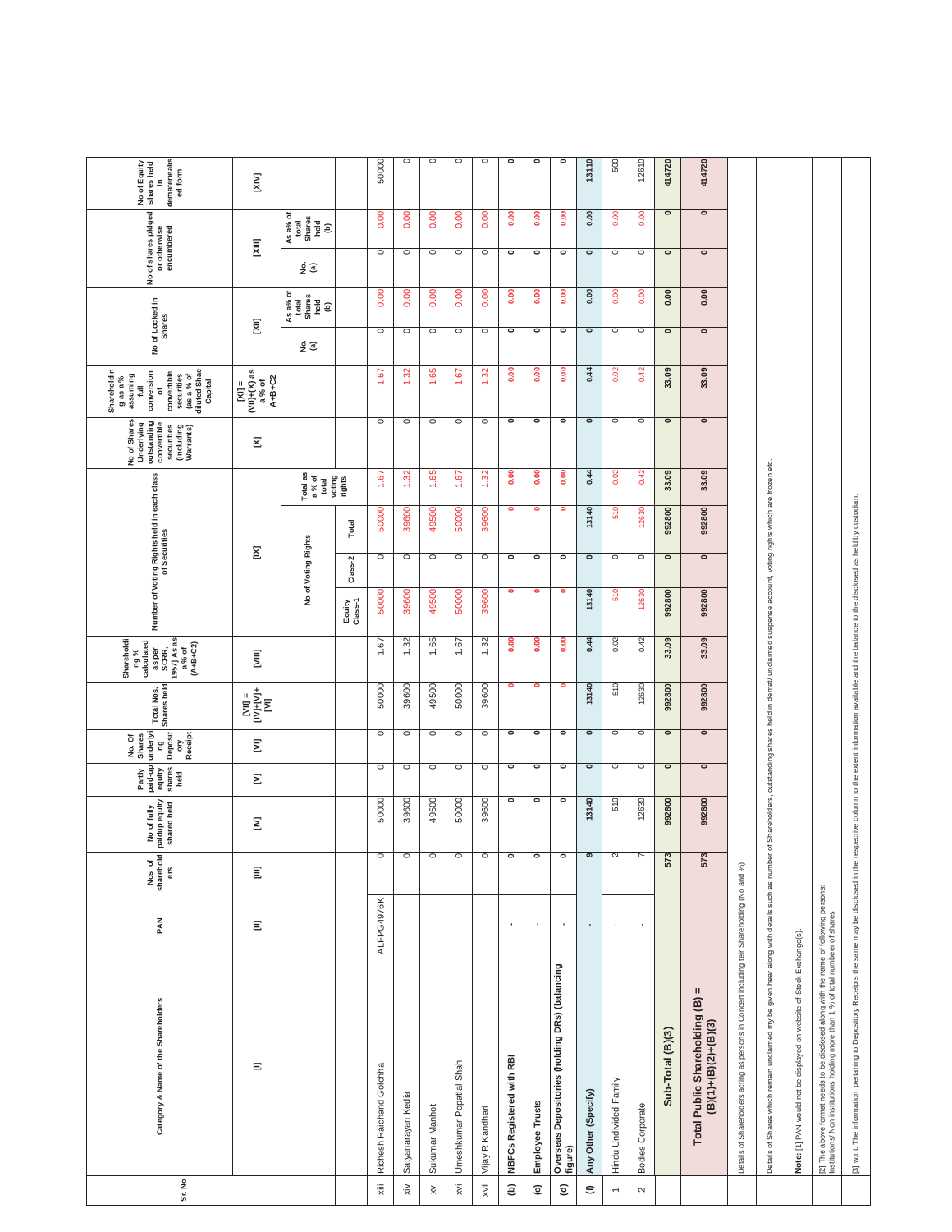| Sr. No | Category & Name of the Shareholders | PAN | Nos of shareholders | No of fully paidup equity shared held | Partly paid-up equity shares held | No. Of Shares underlying Depository Receipt | Total Nos. Shares held | Shareholding % calculated as per SCRR, 1957] As as a % of (A+B+C2) | Number of Voting Rights held in each class of Securities | | | | No of Shares Underlying outstanding convertible securities (including Warrants) | Shareholding as a % assuming full conversion of convertible securities (as a % of diluted Shae Capital | No of Locked in Shares | | No of shares pldged or otherwise encumbered | | No of Equity shares held in dematerialised form |
|---|---|---|---|---|---|---|---|---|---|---|---|---|---|---|---|---|---|---|---|
| | [I] | [II] | [III] | [IV] | [V] | [VI] | [VII] = [IV]+[V]+[VI] | [VIII] | [IX] | | | | [X] | [XI] = (VII)+(X) as a % of A+B+C2 | [XII] | | [XIII] | | [XIV] |
| | | | | | | | | | No of Voting Rights | | | Total as a % of total voting rights | | | No. (a) | As a% of total Shares held (b) | No. (a) | As a% of total Shares held (b) | |
| | | | | | | | | | Equity Class-1 | Class-2 | Total | | | | | | | | |
| xiii | Richesh Raichand Golchha | ALFPG4976K | 0 | 50000 | 0 | 0 | 50000 | 1.67 | 50000 | 0 | 50000 | 1.67 | 0 | 1.67 | 0 | 0.00 | 0 | 0.00 | 50000 |
| xiv | Satyanarayan Kedia | | 0 | 39600 | 0 | 0 | 39600 | 1.32 | 39600 | 0 | 39600 | 1.32 | 0 | 1.32 | 0 | 0.00 | 0 | 0.00 | 0 |
| xv | Sukumar Manhot | | 0 | 49500 | 0 | 0 | 49500 | 1.65 | 49500 | 0 | 49500 | 1.65 | 0 | 1.65 | 0 | 0.00 | 0 | 0.00 | 0 |
| xvi | Umeshkumar Popatlal Shah | | 0 | 50000 | 0 | 0 | 50000 | 1.67 | 50000 | 0 | 50000 | 1.67 | 0 | 1.67 | 0 | 0.00 | 0 | 0.00 | 0 |
| xvii | Vijay R Kandhari | | 0 | 39600 | 0 | 0 | 39600 | 1.32 | 39600 | 0 | 39600 | 1.32 | 0 | 1.32 | 0 | 0.00 | 0 | 0.00 | 0 |
| **(b)** | **NBFCs Registered with RBI** | - | 0 | 0 | 0 | 0 | 0 | 0.00 | 0 | 0 | 0 | 0.00 | 0 | 0.00 | 0 | 0.00 | 0 | 0.00 | 0 |
| **(c)** | **Employee Trusts** | - | 0 | 0 | 0 | 0 | 0 | 0.00 | 0 | 0 | 0 | 0.00 | 0 | 0.00 | 0 | 0.00 | 0 | 0.00 | 0 |
| **(d)** | **Overseas Depositories (holding DRs) (balancing figure)** | - | 0 | 0 | 0 | 0 | 0 | 0.00 | 0 | 0 | 0 | 0.00 | 0 | 0.00 | 0 | 0.00 | 0 | 0.00 | 0 |
| **(f)** | **Any Other (Specify)** | - | 9 | 13140 | 0 | 0 | 13140 | 0.44 | 13140 | 0 | 13140 | 0.44 | 0 | 0.44 | 0 | 0.00 | 0 | 0.00 | 13110 |
| 1 | Hindu Undivided Family | - | 2 | 510 | 0 | 0 | 510 | 0.02 | 510 | 0 | 510 | 0.02 | 0 | 0.02 | 0 | 0.00 | 0 | 0.00 | 500 |
| 2 | Bodies Corporate | - | 7 | 12630 | 0 | 0 | 12630 | 0.42 | 12630 | 0 | 12630 | 0.42 | 0 | 0.42 | 0 | 0.00 | 0 | 0.00 | 12610 |
| | **Sub-Total (B)(3)** | | 573 | 992800 | 0 | 0 | 992800 | 33.09 | 992800 | 0 | 992800 | 33.09 | 0 | 33.09 | 0 | 0.00 | 0 | 0 | 414720 |
| | **Total Public Shareholding (B) = (B)(1)+(B)(2)+(B)(3)** | | 573 | 992800 | 0 | 0 | 992800 | 33.09 | 992800 | 0 | 992800 | 33.09 | 0 | 33.09 | 0 | 0.00 | 0 | 0 | 414720 |

Details of Shareholders acting as persons in Concert including teir Shareholding (No and %)

Details of Shares which remain unclaimed my be given hear along with details such as number of Shareholders, outstanding shares held in demat/ unclaimed suspense account, voting rights which are frozen etc.

**Note:** [1] PAN would not be displayed on website of Stock Exchange(s).

[2] The above format needs to be disclosed along with the name of following persons: Institutions/ Non institutions holding more than 1 % of total numbeer of shares

[3] w.r.t. The information pertaning to Depository Receipts the same may be disclosed in the respective column to the extent information available and the balance to the disclosed as held by custodian.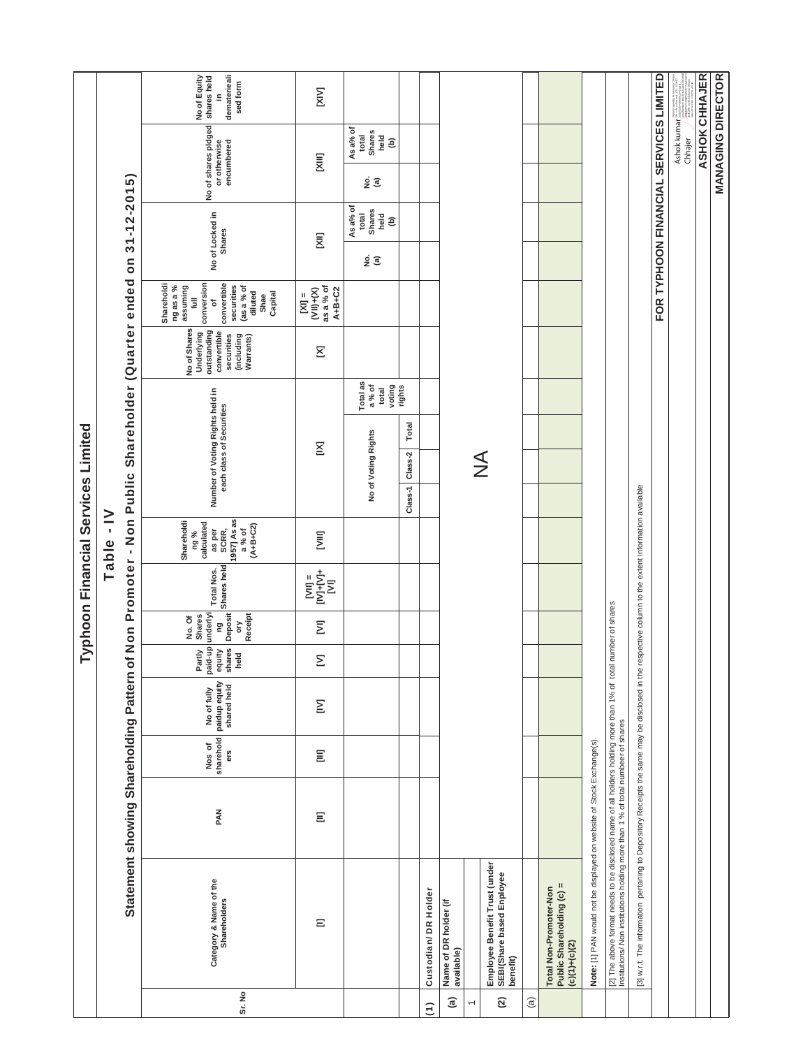# Typhoon Financial Services Limited

## Table - IV

### Statement showing Shareholding Pattern of Non Promoter - Non Public Shareholder (Quarter ended on 31-12-2015)

| Sr. No | Category & Name of the Shareholders | PAN | Nos of shareholders | No of fully paidup equity shared held | Partly paid-up equity shares held | No. Of Shares underlying Depository Receipt | Total Nos. Shares held | Shareholding % calculated as per SCRR, 1957] As as a % of (A+B+C2) | Number of Voting Rights held in each class of Securities | | | | No of Shares Underlying outstanding convertible securities (including Warrants) | Shareholding as a % assuming full conversion of convertible securities (as a % of diluted Shae Capital | No of Locked in Shares | | No of shares pldged or otherwise encumbered | | No of Equity shares held in dematerialised form |
|---|---|---|---|---|---|---|---|---|---|---|---|---|---|---|---|---|---|---|---|
| | [I] | [II] | [III] | [IV] | [V] | [VI] | [VII] = [IV]+[V]+[VI] | [VIII] | [IX] | | | | [X] | [XI] = (VII)+(X) as a % of A+B+C2 | [XII] | | [XIII] | | [XIV] |
| | | | | | | | | | No of Voting Rights | | | Total as a % of total voting rights | | | No. (a) | As a% of total Shares held (b) | No. (a) | As a% of total Shares held (b) | |
| | | | | | | | | | Class-1 | Class-2 | Total | | | | | | | | |
| (1) | Custodian/ DR Holder | | | | | | | | | | | | | | | | | | |
| (a) | Name of DR holder (if avalable) | | | | | | | | | | | | | | | | | | |
| 1 | | | | | | | | | | NA | | | | | | | | | |
| (2) | Employee Benefit Trust (under SEBI(Share based Enployee benefit) | | | | | | | | | | | | | | | | | | |
| (a) | | | | | | | | | | | | | | | | | | | |
| | Total Non-Promoter-Non Public Shareholding (c) = (c)(1)+(c)(2) | | | | | | | | | | | | | | | | | | |

**Note:** [1] PAN would not be displayed on website of Stock Exchange(s).

[2] The above format needs to be disclosed name of all holders holding more than 1% of total number of shares Institutions/ Non institutions holding more than 1 % of total numbeer of shares

[3] w.r.t. The information pertaining to Depository Receipts the same may be disclosed in the respective column to the extent information available

**FOR TYPHOON FINANCIAL SERVICES LIMITED**

Ashok kumar Chhajer

**ASHOK CHHAJER**

**MANAGING DIRECTOR**